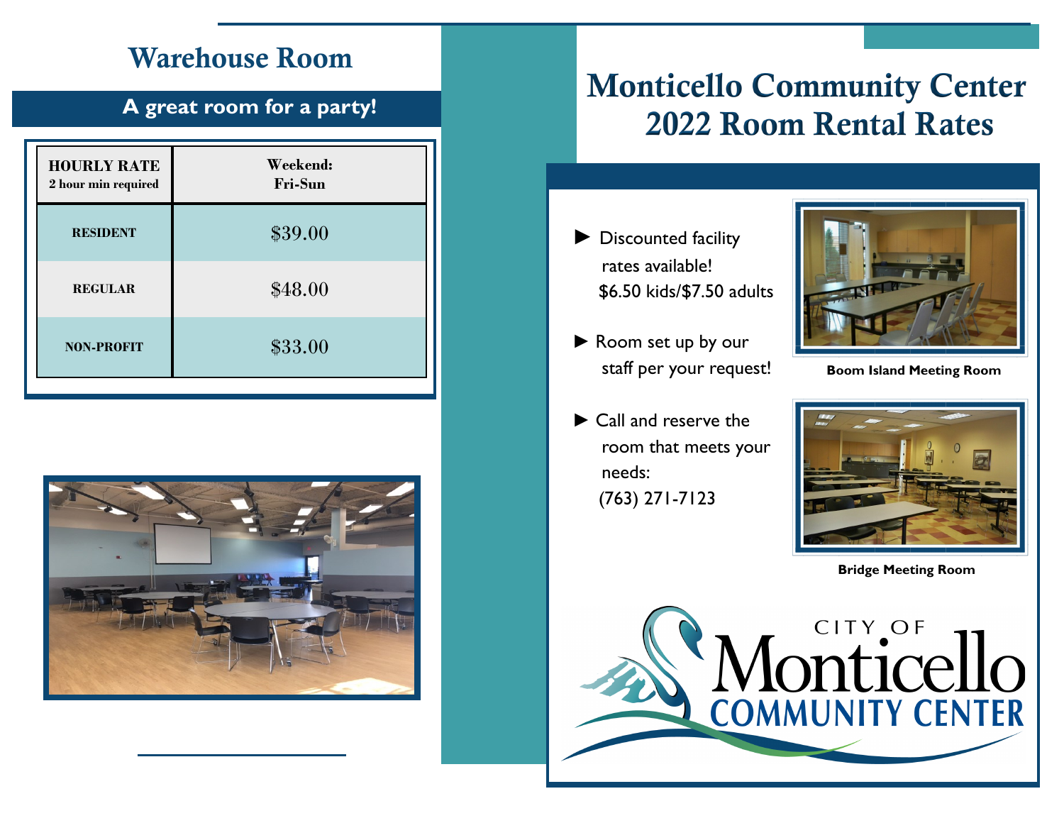## Warehouse Room

**A great room for a party!**

| HOURLY RATE<br>2 hour min required | Weekend:<br>Fri-Sun |
|---|---|
| RESIDENT | $39.00 |
| REGULAR | $48.00 |
| NON-PROFIT | $33.00 |

# Monticello Community Center 2022 Room Rental Rates

- ► Discounted facility rates available! $6.50 kids/$7.50 adults
- ► Room set up by our staff per your request!
- ► Call and reserve the room that meets your needs: (763) 271-7123

**Boom Island Meeting Room**

**Bridge Meeting Room**

CITY OF Monticello COMMUNITY CENTER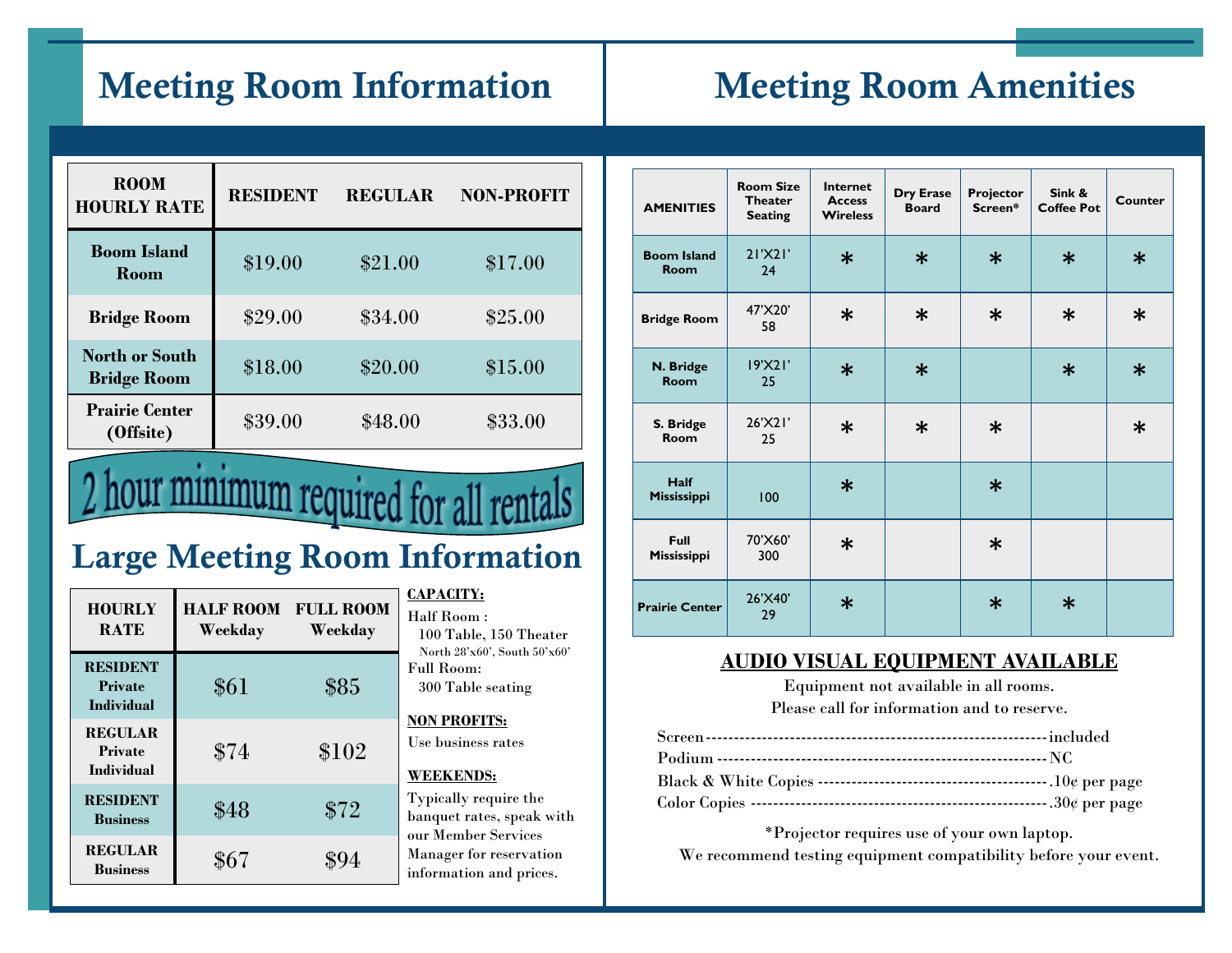# Meeting Room Information

| ROOM HOURLY RATE | RESIDENT | REGULAR | NON-PROFIT |
|---|---|---|---|
| Boom Island Room | $19.00 | $21.00 | $17.00 |
| Bridge Room | $29.00 | $34.00 | $25.00 |
| North or South Bridge Room | $18.00 | $20.00 | $15.00 |
| Prairie Center (Offsite) | $39.00 | $48.00 | $33.00 |

**2 hour minimum required for all rentals**

## Large Meeting Room Information

| HOURLY RATE | HALF ROOM Weekday | FULL ROOM Weekday |
|---|---|---|
| RESIDENT Private Individual | $61 | $85 |
| REGULAR Private Individual | $74 | $102 |
| RESIDENT Business | $48 | $72 |
| REGULAR Business | $67 | $94 |

**CAPACITY:**

Half Room :
100 Table, 150 Theater
North 28'x60', South 50'x60'

Full Room:
300 Table seating

**NON PROFITS:**

Use business rates

**WEEKENDS:**

Typically require the banquet rates, speak with our Member Services Manager for reservation information and prices.

# Meeting Room Amenities

| AMENITIES | Room Size Theater Seating | Internet Access Wireless | Dry Erase Board | Projector Screen* | Sink & Coffee Pot | Counter |
|---|---|---|---|---|---|---|
| Boom Island Room | 21'X21' 24 | * | * | * | * | * |
| Bridge Room | 47'X20' 58 | * | * | * | * | * |
| N. Bridge Room | 19'X21' 25 | * | * | | * | * |
| S. Bridge Room | 26'X21' 25 | * | * | * | | * |
| Half Mississippi | 100 | * | | * | | |
| Full Mississippi | 70'X60' 300 | * | | * | | |
| Prairie Center | 26'X40' 29 | * | | * | * | |

## AUDIO VISUAL EQUIPMENT AVAILABLE

Equipment not available in all rooms.
Please call for information and to reserve.

Screen------------------------------------------------------------included
Podium ---------------------------------------------------------NC
Black & White Copies -----------------------------------------.10¢ per page
Color Copies ----------------------------------------------------.30¢ per page

*Projector requires use of your own laptop.
We recommend testing equipment compatibility before your event.